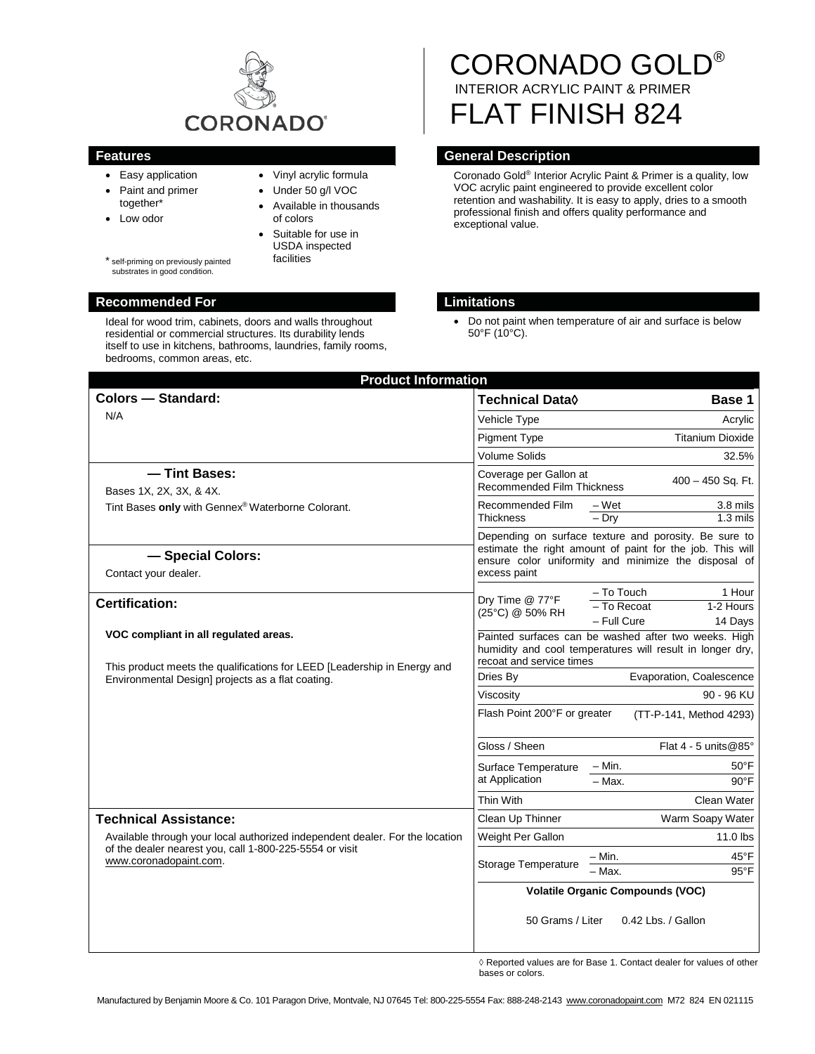# CORONADO GOLD®

INTERIOR ACRYLIC PAINT & PRIMER

# FLAT FINISH 824

## Features

- Easy application
- Paint and primer together*
- Low odor
- Vinyl acrylic formula
- Under 50 g/l VOC
- Available in thousands of colors
- Suitable for use in USDA inspected facilities

* self-priming on previously painted substrates in good condition.

## General Description

Coronado Gold® Interior Acrylic Paint & Primer is a quality, low VOC acrylic paint engineered to provide excellent color retention and washability. It is easy to apply, dries to a smooth professional finish and offers quality performance and exceptional value.

## Recommended For

Ideal for wood trim, cabinets, doors and walls throughout residential or commercial structures. Its durability lends itself to use in kitchens, bathrooms, laundries, family rooms, bedrooms, common areas, etc.

## Limitations

- Do not paint when temperature of air and surface is below 50°F (10°C).

## Product Information

### Colors — Standard:

N/A

### — Tint Bases:

Bases 1X, 2X, 3X, & 4X.

Tint Bases **only** with Gennex® Waterborne Colorant.

### — Special Colors:

Contact your dealer.

### Certification:

**VOC compliant in all regulated areas.**

This product meets the qualifications for LEED [Leadership in Energy and Environmental Design] projects as a flat coating.

### Technical Assistance:

Available through your local authorized independent dealer. For the location of the dealer nearest you, call 1-800-225-5554 or visit www.coronadopaint.com.

| Technical Data◊ | | Base 1 |
|---|---|---|
| Vehicle Type | | Acrylic |
| Pigment Type | | Titanium Dioxide |
| Volume Solids | | 32.5% |
| Coverage per Gallon at Recommended Film Thickness | | 400 – 450 Sq. Ft. |
| Recommended Film Thickness | – Wet | 3.8 mils |
| | – Dry | 1.3 mils |
| Depending on surface texture and porosity. Be sure to estimate the right amount of paint for the job. This will ensure color uniformity and minimize the disposal of excess paint | | |
| Dry Time @ 77°F (25°C) @ 50% RH | – To Touch | 1 Hour |
| | – To Recoat | 1-2 Hours |
| | – Full Cure | 14 Days |
| Painted surfaces can be washed after two weeks. High humidity and cool temperatures will result in longer dry, recoat and service times | | |
| Dries By | | Evaporation, Coalescence |
| Viscosity | | 90 - 96 KU |
| Flash Point 200°F or greater | | (TT-P-141, Method 4293) |
| Gloss / Sheen | | Flat 4 - 5 units@85° |
| Surface Temperature at Application | – Min. | 50°F |
| | – Max. | 90°F |
| Thin With | | Clean Water |
| Clean Up Thinner | | Warm Soapy Water |
| Weight Per Gallon | | 11.0 lbs |
| Storage Temperature | – Min. | 45°F |
| | – Max. | 95°F |

**Volatile Organic Compounds (VOC)**

50 Grams / Liter 0.42 Lbs. / Gallon

◊ Reported values are for Base 1. Contact dealer for values of other bases or colors.

Manufactured by Benjamin Moore & Co. 101 Paragon Drive, Montvale, NJ 07645 Tel: 800-225-5554 Fax: 888-248-2143 www.coronadopaint.com M72 824 EN 021115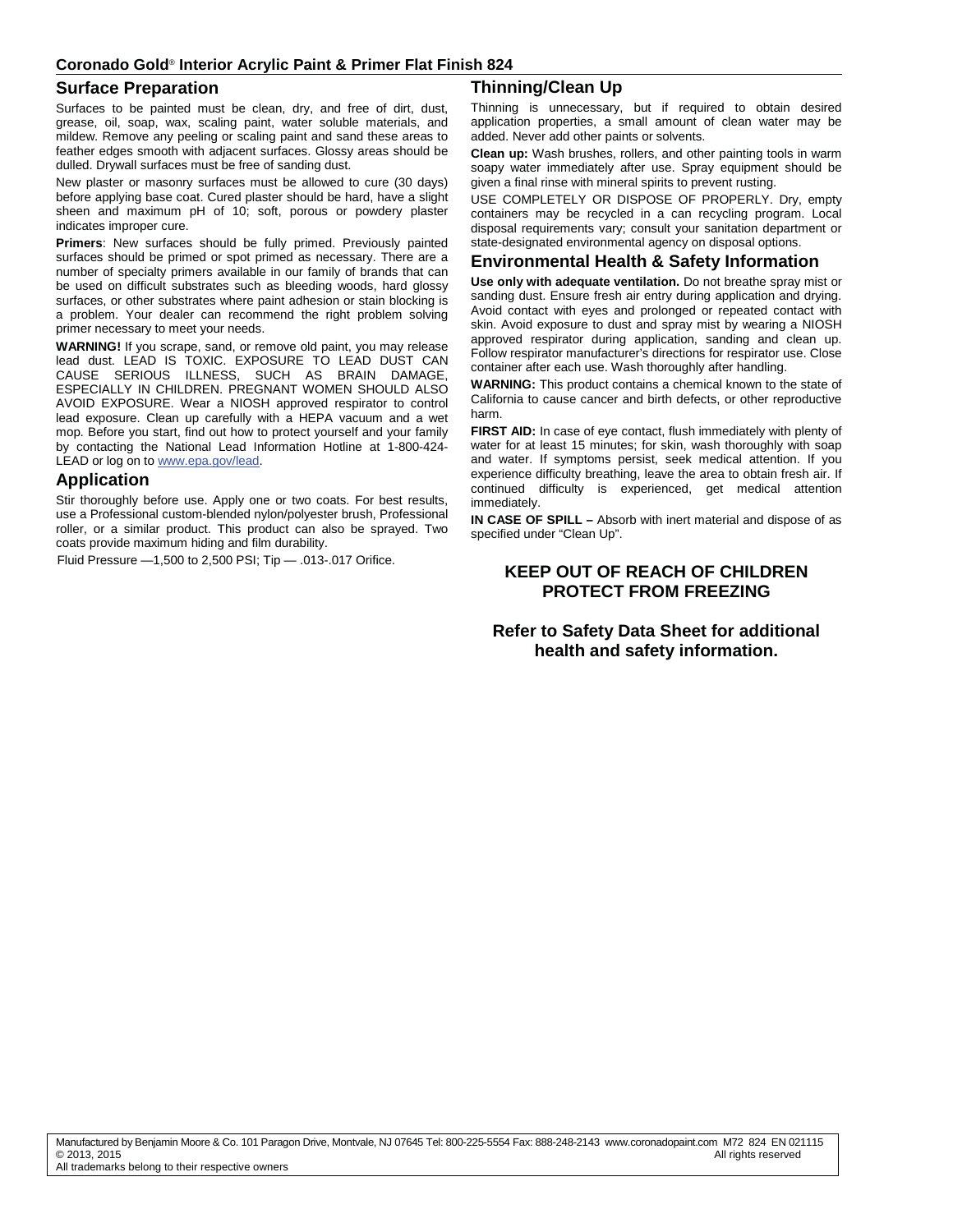**Coronado Gold® Interior Acrylic Paint & Primer Flat Finish 824**

## Surface Preparation

Surfaces to be painted must be clean, dry, and free of dirt, dust, grease, oil, soap, wax, scaling paint, water soluble materials, and mildew. Remove any peeling or scaling paint and sand these areas to feather edges smooth with adjacent surfaces. Glossy areas should be dulled. Drywall surfaces must be free of sanding dust.

New plaster or masonry surfaces must be allowed to cure (30 days) before applying base coat. Cured plaster should be hard, have a slight sheen and maximum pH of 10; soft, porous or powdery plaster indicates improper cure.

**Primers**: New surfaces should be fully primed. Previously painted surfaces should be primed or spot primed as necessary. There are a number of specialty primers available in our family of brands that can be used on difficult substrates such as bleeding woods, hard glossy surfaces, or other substrates where paint adhesion or stain blocking is a problem. Your dealer can recommend the right problem solving primer necessary to meet your needs.

**WARNING!** If you scrape, sand, or remove old paint, you may release lead dust. LEAD IS TOXIC. EXPOSURE TO LEAD DUST CAN CAUSE SERIOUS ILLNESS, SUCH AS BRAIN DAMAGE, ESPECIALLY IN CHILDREN. PREGNANT WOMEN SHOULD ALSO AVOID EXPOSURE. Wear a NIOSH approved respirator to control lead exposure. Clean up carefully with a HEPA vacuum and a wet mop. Before you start, find out how to protect yourself and your family by contacting the National Lead Information Hotline at 1-800-424-LEAD or log on to www.epa.gov/lead.

## Application

Stir thoroughly before use. Apply one or two coats. For best results, use a Professional custom-blended nylon/polyester brush, Professional roller, or a similar product. This product can also be sprayed. Two coats provide maximum hiding and film durability.

Fluid Pressure —1,500 to 2,500 PSI; Tip — .013-.017 Orifice.

## Thinning/Clean Up

Thinning is unnecessary, but if required to obtain desired application properties, a small amount of clean water may be added. Never add other paints or solvents.

**Clean up:** Wash brushes, rollers, and other painting tools in warm soapy water immediately after use. Spray equipment should be given a final rinse with mineral spirits to prevent rusting.

USE COMPLETELY OR DISPOSE OF PROPERLY. Dry, empty containers may be recycled in a can recycling program. Local disposal requirements vary; consult your sanitation department or state-designated environmental agency on disposal options.

## Environmental Health & Safety Information

**Use only with adequate ventilation.** Do not breathe spray mist or sanding dust. Ensure fresh air entry during application and drying. Avoid contact with eyes and prolonged or repeated contact with skin. Avoid exposure to dust and spray mist by wearing a NIOSH approved respirator during application, sanding and clean up. Follow respirator manufacturer's directions for respirator use. Close container after each use. Wash thoroughly after handling.

**WARNING:** This product contains a chemical known to the state of California to cause cancer and birth defects, or other reproductive harm.

**FIRST AID:** In case of eye contact, flush immediately with plenty of water for at least 15 minutes; for skin, wash thoroughly with soap and water. If symptoms persist, seek medical attention. If you experience difficulty breathing, leave the area to obtain fresh air. If continued difficulty is experienced, get medical attention immediately.

**IN CASE OF SPILL –** Absorb with inert material and dispose of as specified under "Clean Up".

**KEEP OUT OF REACH OF CHILDREN**
**PROTECT FROM FREEZING**

**Refer to Safety Data Sheet for additional health and safety information.**

Manufactured by Benjamin Moore & Co. 101 Paragon Drive, Montvale, NJ 07645 Tel: 800-225-5554 Fax: 888-248-2143 www.coronadopaint.com M72 824 EN 021115
© 2013, 2015 All rights reserved
All trademarks belong to their respective owners